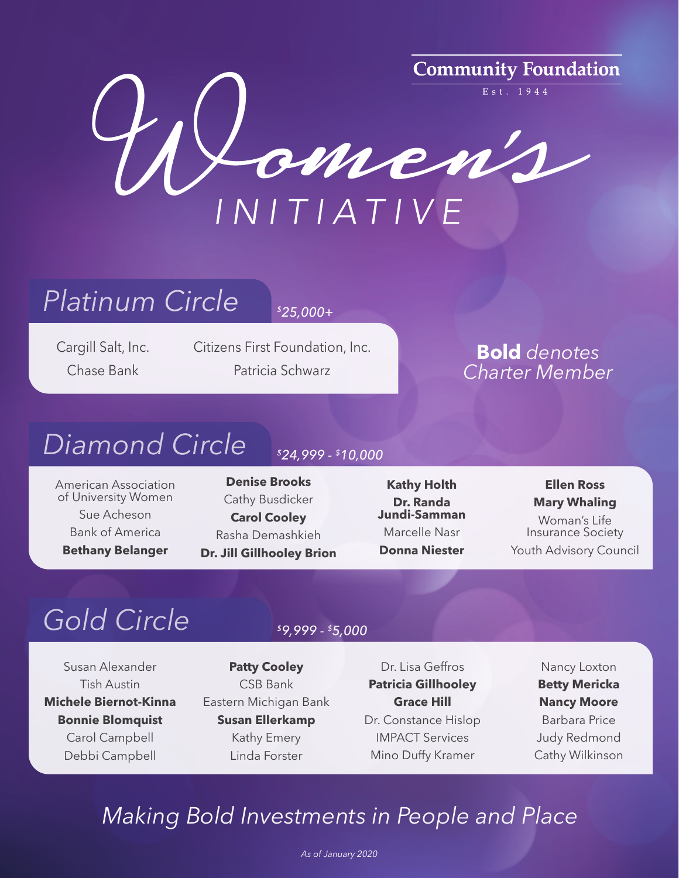Community Foundation

Est. 1944

# Women's INITIATIVE

**Bold** *denotes Charter Member*

## Platinum Circle

*$25,000+*

Cargill Salt, Inc.
Chase Bank
Citizens First Foundation, Inc.
Patricia Schwarz

## Diamond Circle

*$24,999 - $10,000*

American Association of University Women
Sue Acheson
Bank of America
**Bethany Belanger**
**Denise Brooks**
Cathy Busdicker
**Carol Cooley**
Rasha Demashkieh
**Dr. Jill Gillhooley Brion**
**Kathy Holth**
**Dr. Randa Jundi-Samman**
Marcelle Nasr
**Donna Niester**
**Ellen Ross**
**Mary Whaling**
Woman's Life Insurance Society
Youth Advisory Council

## Gold Circle

*$9,999 - $5,000*

Susan Alexander
Tish Austin
**Michele Biernot-Kinna**
**Bonnie Blomquist**
Carol Campbell
Debbi Campbell
**Patty Cooley**
CSB Bank
Eastern Michigan Bank
**Susan Ellerkamp**
Kathy Emery
Linda Forster
Dr. Lisa Geffros
**Patricia Gillhooley**
**Grace Hill**
Dr. Constance Hislop
IMPACT Services
Mino Duffy Kramer
Nancy Loxton
**Betty Mericka**
**Nancy Moore**
Barbara Price
Judy Redmond
Cathy Wilkinson

*Making Bold Investments in People and Place*

*As of January 2020*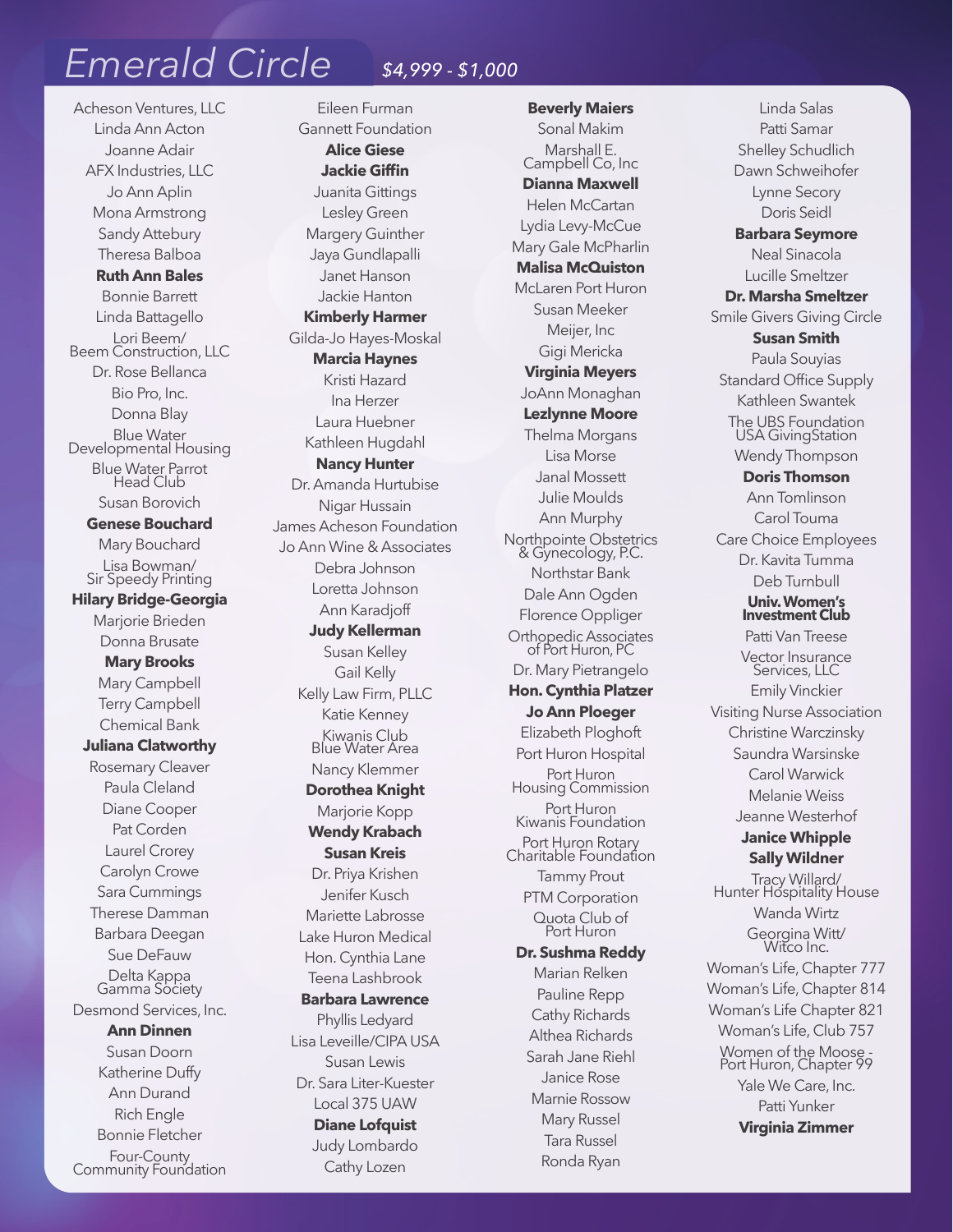# Emerald Circle

*$4,999 - $1,000*

Acheson Ventures, LLC
Linda Ann Acton
Joanne Adair
AFX Industries, LLC
Jo Ann Aplin
Mona Armstrong
Sandy Attebury
Theresa Balboa
**Ruth Ann Bales**
Bonnie Barrett
Linda Battagello
Lori Beem/ Beem Construction, LLC
Dr. Rose Bellanca
Bio Pro, Inc.
Donna Blay
Blue Water Developmental Housing
Blue Water Parrot Head Club
Susan Borovich
**Genese Bouchard**
Mary Bouchard
Lisa Bowman/ Sir Speedy Printing
**Hilary Bridge-Georgia**
Marjorie Brieden
Donna Brusate
**Mary Brooks**
Mary Campbell
Terry Campbell
Chemical Bank
**Juliana Clatworthy**
Rosemary Cleaver
Paula Cleland
Diane Cooper
Pat Corden
Laurel Crorey
Carolyn Crowe
Sara Cummings
Therese Damman
Barbara Deegan
Sue DeFauw
Delta Kappa Gamma Society
Desmond Services, Inc.
**Ann Dinnen**
Susan Doorn
Katherine Duffy
Ann Durand
Rich Engle
Bonnie Fletcher
Four-County Community Foundation
Eileen Furman
Gannett Foundation
**Alice Giese**
**Jackie Giffin**
Juanita Gittings
Lesley Green
Margery Guinther
Jaya Gundlapalli
Janet Hanson
Jackie Hanton
**Kimberly Harmer**
Gilda-Jo Hayes-Moskal
**Marcia Haynes**
Kristi Hazard
Ina Herzer
Laura Huebner
Kathleen Hugdahl
**Nancy Hunter**
Dr. Amanda Hurtubise
Nigar Hussain
James Acheson Foundation
Jo Ann Wine & Associates
Debra Johnson
Loretta Johnson
Ann Karadjoff
**Judy Kellerman**
Susan Kelley
Gail Kelly
Kelly Law Firm, PLLC
Katie Kenney
Kiwanis Club Blue Water Area
Nancy Klemmer
**Dorothea Knight**
Marjorie Kopp
**Wendy Krabach**
**Susan Kreis**
Dr. Priya Krishen
Jenifer Kusch
Mariette Labrosse
Lake Huron Medical
Hon. Cynthia Lane
Teena Lashbrook
**Barbara Lawrence**
Phyllis Ledyard
Lisa Leveille/CIPA USA
Susan Lewis
Dr. Sara Liter-Kuester
Local 375 UAW
**Diane Lofquist**
Judy Lombardo
Cathy Lozen
**Beverly Maiers**
Sonal Makim
Marshall E. Campbell Co, Inc
**Dianna Maxwell**
Helen McCartan
Lydia Levy-McCue
Mary Gale McPharlin
**Malisa McQuiston**
McLaren Port Huron
Susan Meeker
Meijer, Inc
Gigi Mericka
**Virginia Meyers**
JoAnn Monaghan
**Lezlynne Moore**
Thelma Morgans
Lisa Morse
Janal Mossett
Julie Moulds
Ann Murphy
Northpointe Obstetrics & Gynecology, P.C.
Northstar Bank
Dale Ann Ogden
Florence Oppliger
Orthopedic Associates of Port Huron, PC
Dr. Mary Pietrangelo
**Hon. Cynthia Platzer**
**Jo Ann Ploeger**
Elizabeth Ploghoft
Port Huron Hospital
Port Huron Housing Commission
Port Huron Kiwanis Foundation
Port Huron Rotary Charitable Foundation
Tammy Prout
PTM Corporation
Quota Club of Port Huron
**Dr. Sushma Reddy**
Marian Relken
Pauline Repp
Cathy Richards
Althea Richards
Sarah Jane Riehl
Janice Rose
Marnie Rossow
Mary Russel
Tara Russel
Ronda Ryan
Linda Salas
Patti Samar
Shelley Schudlich
Dawn Schweihofer
Lynne Secory
Doris Seidl
**Barbara Seymore**
Neal Sinacola
Lucille Smeltzer
**Dr. Marsha Smeltzer**
Smile Givers Giving Circle
**Susan Smith**
Paula Souyias
Standard Office Supply
Kathleen Swantek
The UBS Foundation USA GivingStation
Wendy Thompson
**Doris Thomson**
Ann Tomlinson
Carol Touma
Care Choice Employees
Dr. Kavita Tumma
Deb Turnbull
**Univ. Women's Investment Club**
Patti Van Treese
Vector Insurance Services, LLC
Emily Vinckier
Visiting Nurse Association
Christine Warczinsky
Saundra Warsinske
Carol Warwick
Melanie Weiss
Jeanne Westerhof
**Janice Whipple**
**Sally Wildner**
Tracy Willard/ Hunter Hospitality House
Wanda Wirtz
Georgina Witt/ Witco Inc.
Woman's Life, Chapter 777
Woman's Life, Chapter 814
Woman's Life Chapter 821
Woman's Life, Club 757
Women of the Moose - Port Huron, Chapter 99
Yale We Care, Inc.
Patti Yunker
**Virginia Zimmer**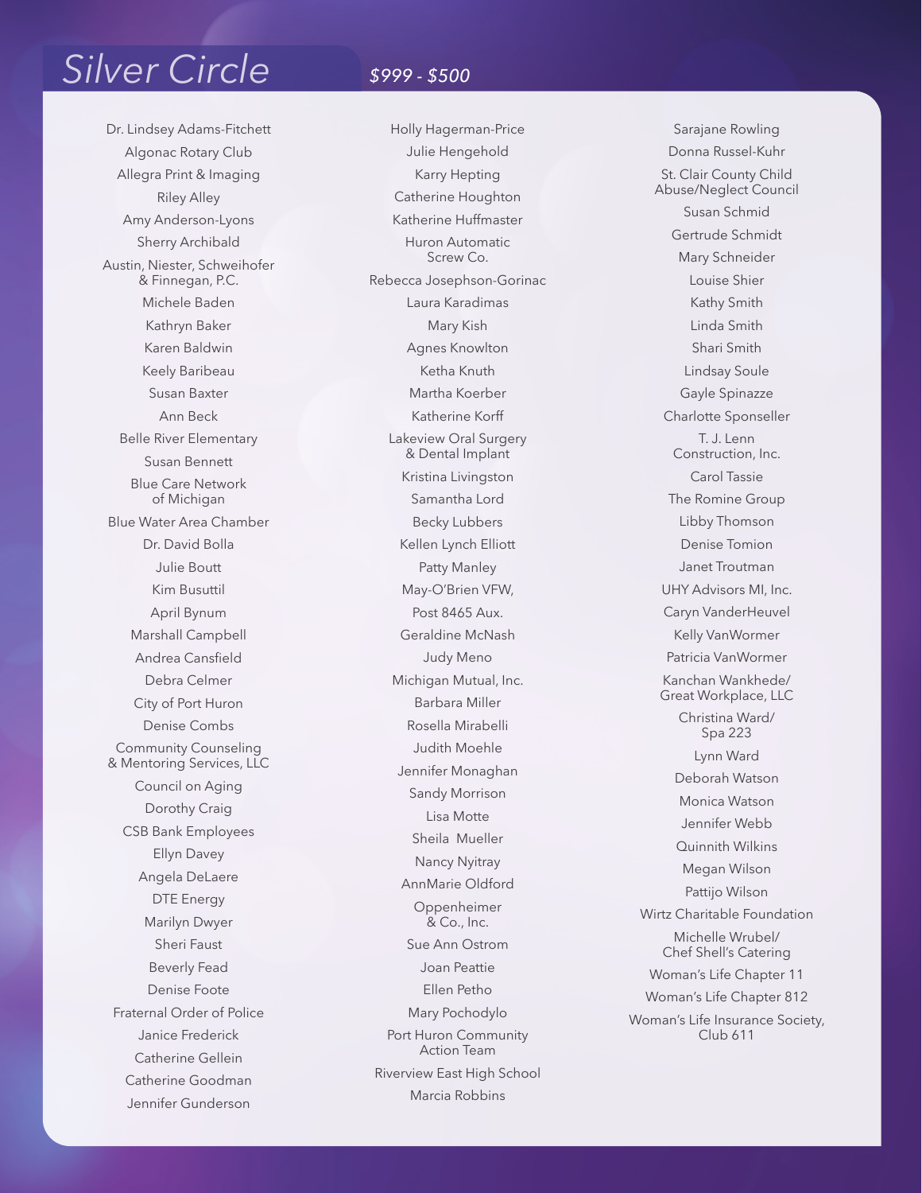# Silver Circle

*$999 - $500*

Dr. Lindsey Adams-Fitchett
Algonac Rotary Club
Allegra Print & Imaging
Riley Alley
Amy Anderson-Lyons
Sherry Archibald
Austin, Niester, Schweihofer & Finnegan, P.C.
Michele Baden
Kathryn Baker
Karen Baldwin
Keely Baribeau
Susan Baxter
Ann Beck
Belle River Elementary
Susan Bennett
Blue Care Network of Michigan
Blue Water Area Chamber
Dr. David Bolla
Julie Boutt
Kim Busuttil
April Bynum
Marshall Campbell
Andrea Cansfield
Debra Celmer
City of Port Huron
Denise Combs
Community Counseling & Mentoring Services, LLC
Council on Aging
Dorothy Craig
CSB Bank Employees
Ellyn Davey
Angela DeLaere
DTE Energy
Marilyn Dwyer
Sheri Faust
Beverly Fead
Denise Foote
Fraternal Order of Police
Janice Frederick
Catherine Gellein
Catherine Goodman
Jennifer Gunderson
Holly Hagerman-Price
Julie Hengehold
Karry Hepting
Catherine Houghton
Katherine Huffmaster
Huron Automatic Screw Co.
Rebecca Josephson-Gorinac
Laura Karadimas
Mary Kish
Agnes Knowlton
Ketha Knuth
Martha Koerber
Katherine Korff
Lakeview Oral Surgery & Dental Implant
Kristina Livingston
Samantha Lord
Becky Lubbers
Kellen Lynch Elliott
Patty Manley
May-O'Brien VFW,
Post 8465 Aux.
Geraldine McNash
Judy Meno
Michigan Mutual, Inc.
Barbara Miller
Rosella Mirabelli
Judith Moehle
Jennifer Monaghan
Sandy Morrison
Lisa Motte
Sheila Mueller
Nancy Nyitray
AnnMarie Oldford
Oppenheimer & Co., Inc.
Sue Ann Ostrom
Joan Peattie
Ellen Petho
Mary Pochodylo
Port Huron Community Action Team
Riverview East High School
Marcia Robbins
Sarajane Rowling
Donna Russel-Kuhr
St. Clair County Child Abuse/Neglect Council
Susan Schmid
Gertrude Schmidt
Mary Schneider
Louise Shier
Kathy Smith
Linda Smith
Shari Smith
Lindsay Soule
Gayle Spinazze
Charlotte Sponseller
T. J. Lenn Construction, Inc.
Carol Tassie
The Romine Group
Libby Thomson
Denise Tomion
Janet Troutman
UHY Advisors MI, Inc.
Caryn VanderHeuvel
Kelly VanWormer
Patricia VanWormer
Kanchan Wankhede/ Great Workplace, LLC
Christina Ward/ Spa 223
Lynn Ward
Deborah Watson
Monica Watson
Jennifer Webb
Quinnith Wilkins
Megan Wilson
Pattijo Wilson
Wirtz Charitable Foundation
Michelle Wrubel/ Chef Shell's Catering
Woman's Life Chapter 11
Woman's Life Chapter 812
Woman's Life Insurance Society, Club 611